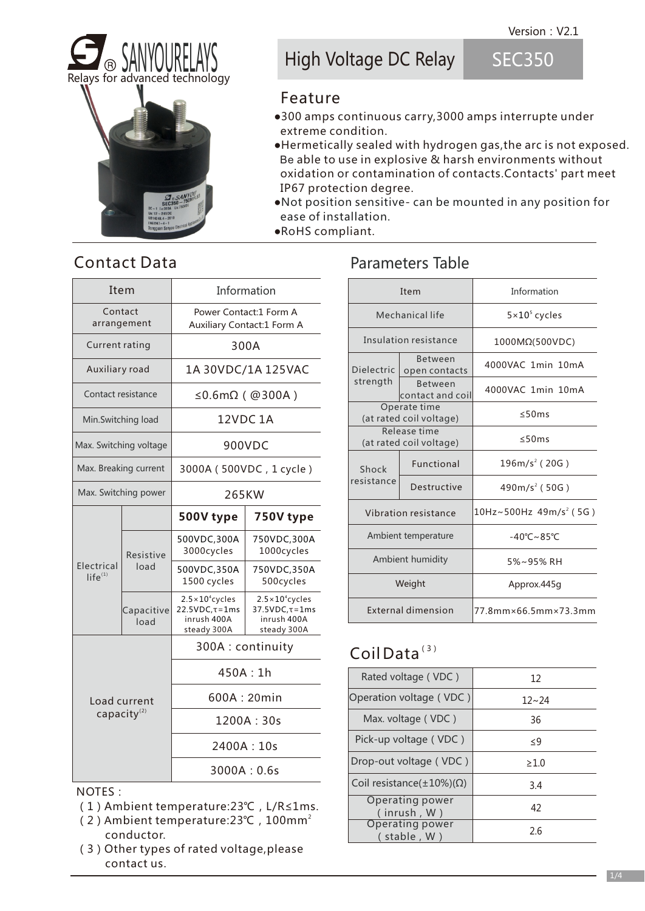Version：V2.1

SANYOURELAYS
Relays for advanced technology

# High Voltage DC Relay SEC350

## Feature

- 300 amps continuous carry,3000 amps interrupte under extreme condition.
- Hermetically sealed with hydrogen gas,the arc is not exposed. Be able to use in explosive & harsh environments without oxidation or contamination of contacts.Contacts' part meet IP67 protection degree.
- Not position sensitive- can be mounted in any position for ease of installation.
- RoHS compliant.

## Contact Data

| Item | | Information | |
|---|---|---|---|
| Contact arrangement | | Power Contact:1 Form A<br>Auxiliary Contact:1 Form A | |
| Current rating | | 300A | |
| Auxiliary road | | 1A 30VDC/1A 125VAC | |
| Contact resistance | | ≤0.6mΩ（@300A） | |
| Min.Switching load | | 12VDC 1A | |
| Max. Switching voltage | | 900VDC | |
| Max. Breaking current | | 3000A（500VDC，1 cycle） | |
| Max. Switching power | | 265KW | |
| Electrical life[1] | | **500V type** | **750V type** |
| | Resistive load | 500VDC,300A 3000cycles | 750VDC,300A 1000cycles |
| | | 500VDC,350A 1500 cycles | 750VDC,350A 500cycles |
| | Capacitive load | $2.5\times10^4$cycles 22.5VDC,τ=1ms inrush 400A steady 300A | $2.5\times10^4$cycles 37.5VDC,τ=1ms inrush 400A steady 300A |
| Load current capacity[2] | | 300A：continuity | |
| | | 450A：1h | |
| | | 600A：20min | |
| | | 1200A：30s | |
| | | 2400A：10s | |
| | | 3000A：0.6s | |

NOTES：
（1）Ambient temperature:23℃，L/R≤1ms.
（2）Ambient temperature:23℃，100mm$^2$ conductor.
（3）Other types of rated voltage,please contact us.

## Parameters Table

| Item | | Information |
|---|---|---|
| Mechanical life | | $5\times10^5$ cycles |
| Insulation resistance | | 1000MΩ(500VDC) |
| Dielectric strength | Between open contacts | 4000VAC 1min 10mA |
| | Between contact and coil | 4000VAC 1min 10mA |
| Operate time (at rated coil voltage) | | ≤50ms |
| Release time (at rated coil voltage) | | ≤50ms |
| Shock resistance | Functional | 196m/s$^2$（20G） |
| | Destructive | 490m/s$^2$（50G） |
| Vibration resistance | | 10Hz~500Hz 49m/s$^2$（5G） |
| Ambient temperature | | -40℃~85℃ |
| Ambient humidity | | 5%~95% RH |
| Weight | | Approx.445g |
| External dimension | | 77.8mm×66.5mm×73.3mm |

## Coil Data[3]

| | |
|---|---|
| Rated voltage（VDC） | 12 |
| Operation voltage（VDC） | 12~24 |
| Max. voltage（VDC） | 36 |
| Pick-up voltage（VDC） | ≤9 |
| Drop-out voltage（VDC） | ≥1.0 |
| Coil resistance(±10%)(Ω) | 3.4 |
| Operating power（inrush，W） | 42 |
| Operating power（stable，W） | 2.6 |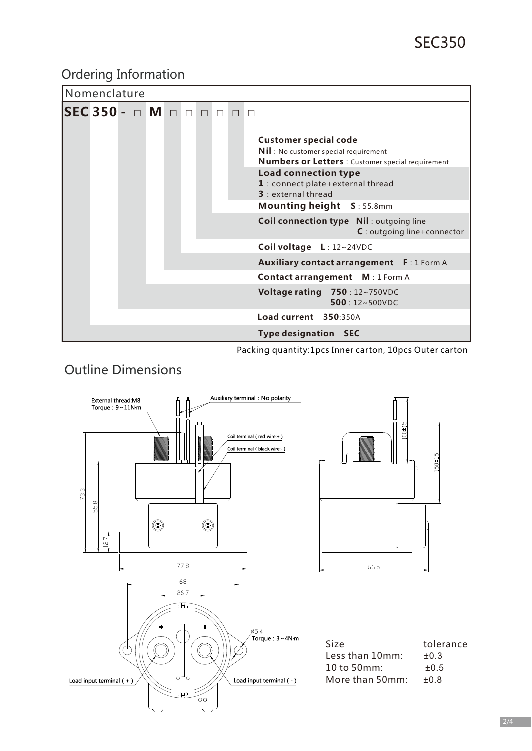## Ordering Information

### Nomenclature

**SEC 350 - □ M □ □ □ □ □ □**

**Customer special code**
**Nil** : No customer special requirement
**Numbers or Letters** : Customer special requirement

**Load connection type**
**1** : connect plate+external thread
**3** : external thread

**Mounting height** **S** : 55.8mm

**Coil connection type** **Nil** : outgoing line
**C** : outgoing line+connector

**Coil voltage** **L** : 12~24VDC

**Auxiliary contact arrangement** **F** : 1 Form A

**Contact arrangement** **M** : 1 Form A

**Voltage rating** **750** : 12~750VDC
**500** : 12~500VDC

**Load current** **350**:350A

**Type designation** **SEC**

Packing quantity:1pcs Inner carton, 10pcs Outer carton

## Outline Dimensions

External thread:M8
Torque : 9~11N·m

Auxiliary terminal : No polarity

Coil terminal ( red wire:+ )

Coil terminal ( black wire:- )

73.3
55.8
12.7
77.8

100±15
150±15
66.5

68
26.7
ø5.4
Torque : 3~4N·m

Load input terminal ( + )
Load input terminal ( - )

| Size | tolerance |
|---|---|
| Less than 10mm: | ±0.3 |
| 10 to 50mm: | ±0.5 |
| More than 50mm: | ±0.8 |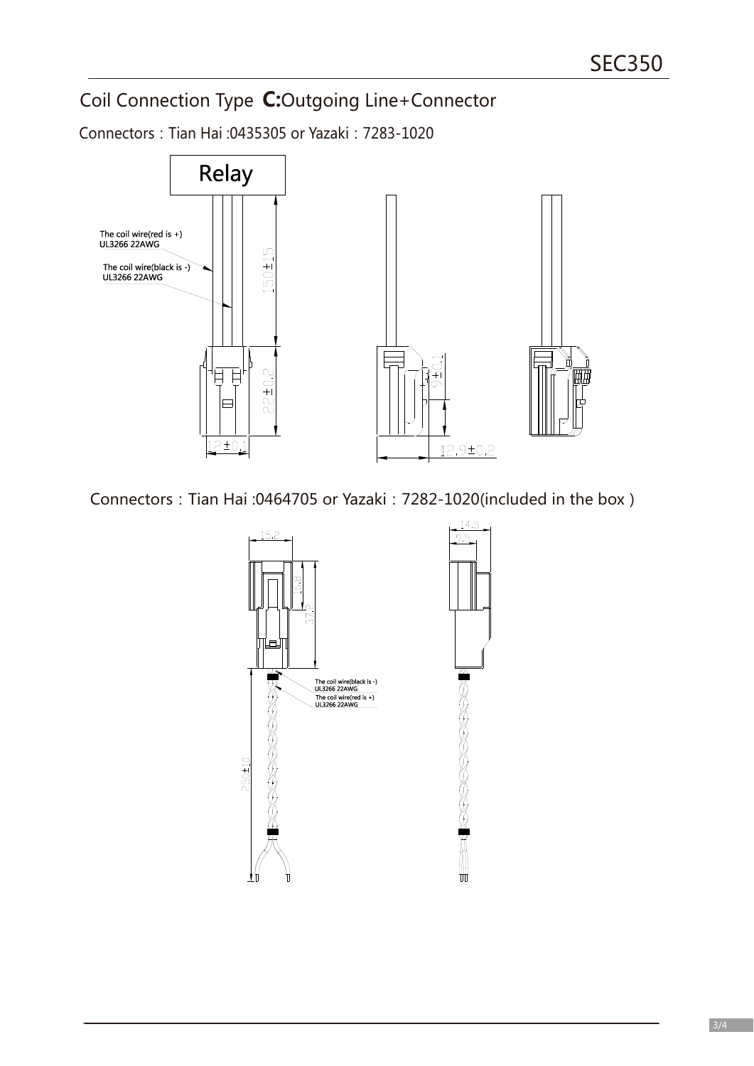## Coil Connection Type **C:**Outgoing Line+Connector

Connectors：Tian Hai :0435305 or Yazaki：7283-1020

Relay

The coil wire(red is +)
UL3266 22AWG

The coil wire(black is -)
UL3266 22AWG

150±5

22±0.2

12±0.1

9±0.1

12.9±0.2

Connectors：Tian Hai :0464705 or Yazaki：7282-1020(included in the box )

15.2

15.8

37.2

14.5

9.5

The coil wire(black is -)
UL3266 22AWG

The coil wire(red is +)
UL3266 22AWG

250±10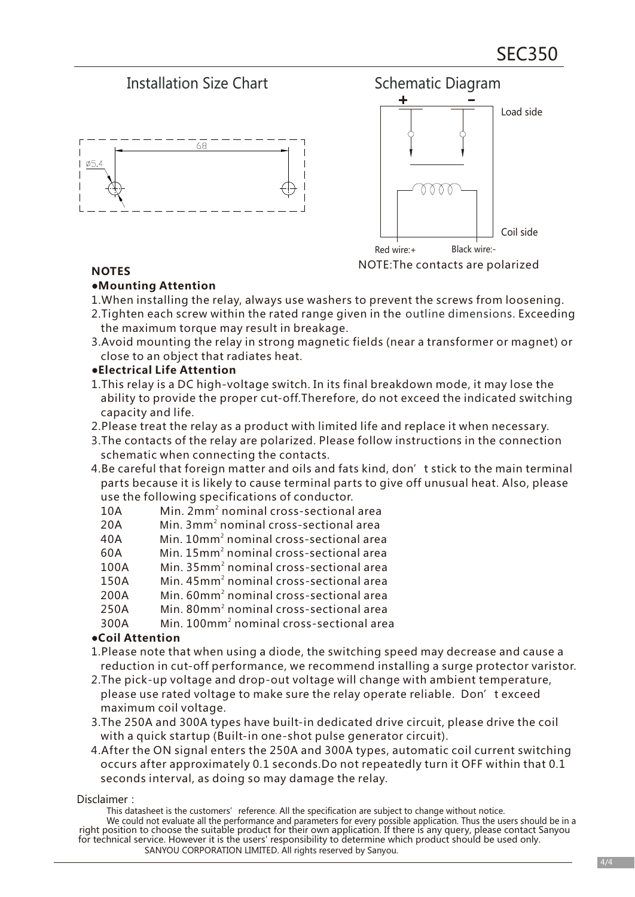## Installation Size Chart

68

ø5.4

## Schematic Diagram

+ –

Load side

Coil side

Red wire:+ Black wire:-

NOTE:The contacts are polarized

### NOTES

**●Mounting Attention**

1. When installing the relay, always use washers to prevent the screws from loosening.
2. Tighten each screw within the rated range given in the outline dimensions. Exceeding the maximum torque may result in breakage.
3. Avoid mounting the relay in strong magnetic fields (near a transformer or magnet) or close to an object that radiates heat.

**●Electrical Life Attention**

1. This relay is a DC high-voltage switch. In its final breakdown mode, it may lose the ability to provide the proper cut-off.Therefore, do not exceed the indicated switching capacity and life.
2. Please treat the relay as a product with limited life and replace it when necessary.
3. The contacts of the relay are polarized. Please follow instructions in the connection schematic when connecting the contacts.
4. Be careful that foreign matter and oils and fats kind, don't stick to the main terminal parts because it is likely to cause terminal parts to give off unusual heat. Also, please use the following specifications of conductor.

| | |
|---|---|
| 10A | Min. 2mm² nominal cross-sectional area |
| 20A | Min. 3mm² nominal cross-sectional area |
| 40A | Min. 10mm² nominal cross-sectional area |
| 60A | Min. 15mm² nominal cross-sectional area |
| 100A | Min. 35mm² nominal cross-sectional area |
| 150A | Min. 45mm² nominal cross-sectional area |
| 200A | Min. 60mm² nominal cross-sectional area |
| 250A | Min. 80mm² nominal cross-sectional area |
| 300A | Min. 100mm² nominal cross-sectional area |

**●Coil Attention**

1. Please note that when using a diode, the switching speed may decrease and cause a reduction in cut-off performance, we recommend installing a surge protector varistor.
2. The pick-up voltage and drop-out voltage will change with ambient temperature, please use rated voltage to make sure the relay operate reliable. Don't exceed maximum coil voltage.
3. The 250A and 300A types have built-in dedicated drive circuit, please drive the coil with a quick startup (Built-in one-shot pulse generator circuit).
4. After the ON signal enters the 250A and 300A types, automatic coil current switching occurs after approximately 0.1 seconds.Do not repeatedly turn it OFF within that 0.1 seconds interval, as doing so may damage the relay.

Disclaimer：

This datasheet is the customers' reference. All the specification are subject to change without notice.

We could not evaluate all the performance and parameters for every possible application. Thus the users should be in a right position to choose the suitable product for their own application. If there is any query, please contact Sanyou for technical service. However it is the users' responsibility to determine which product should be used only.

SANYOU CORPORATION LIMITED. All rights reserved by Sanyou.